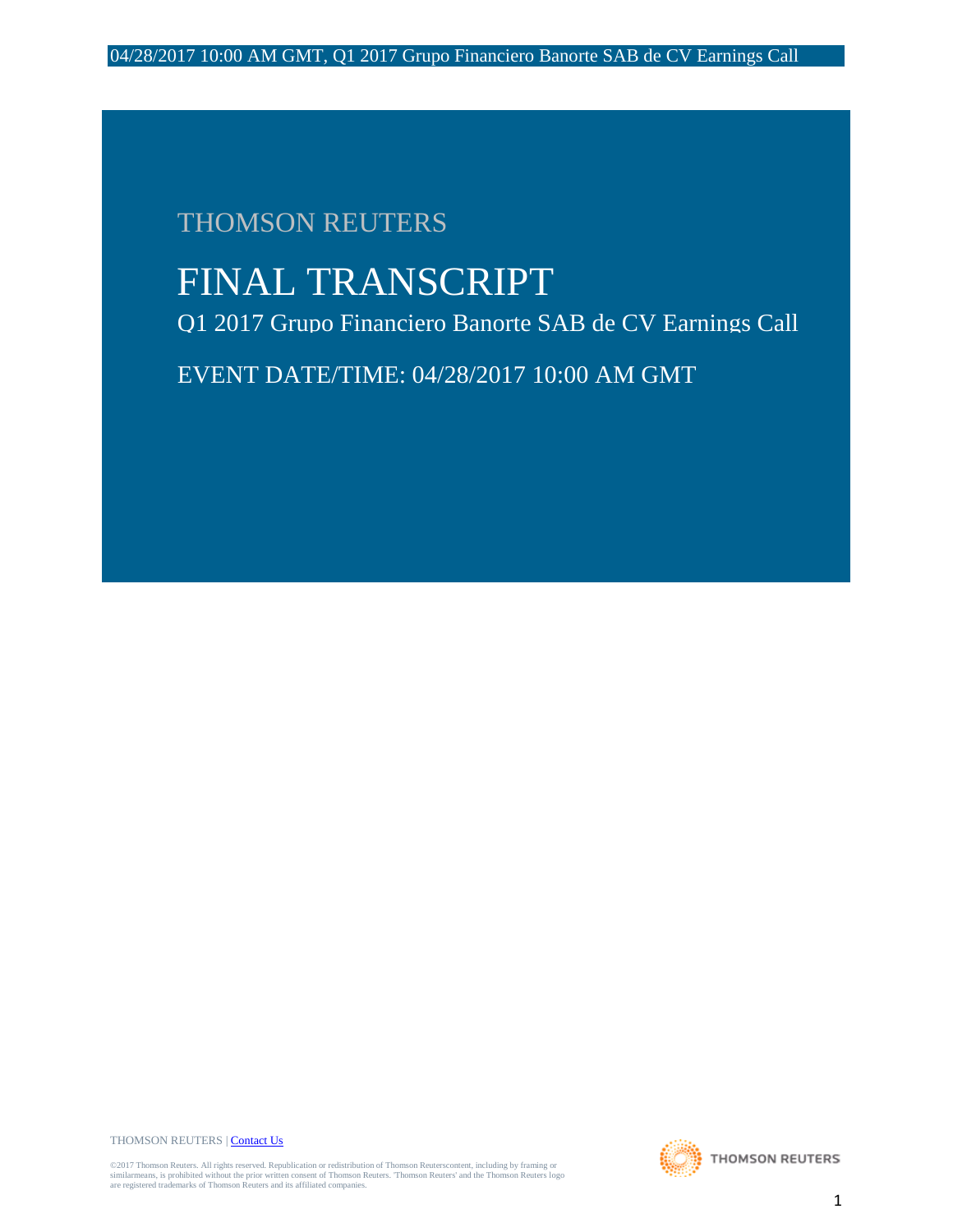THOMSON REUTERS

# FINAL TRANSCRIPT

Q1 2017 Grupo Financiero Banorte SAB de CV Earnings Call

EVENT DATE/TIME: 04/28/2017 10:00 AM GMT

THOMSON REUTERS | Contact Us

©2017 Thomson Reuters. All rights reserved. Republication or redistribution of Thomson Reuterscontent, including by framing or similarmeans, is prohibited without the prior written consent of Thomson Reuters. 'Thomson Reuters' and the Thomson Reuters logo are registered trademarks of Thomson Reuters and its affiliated companies.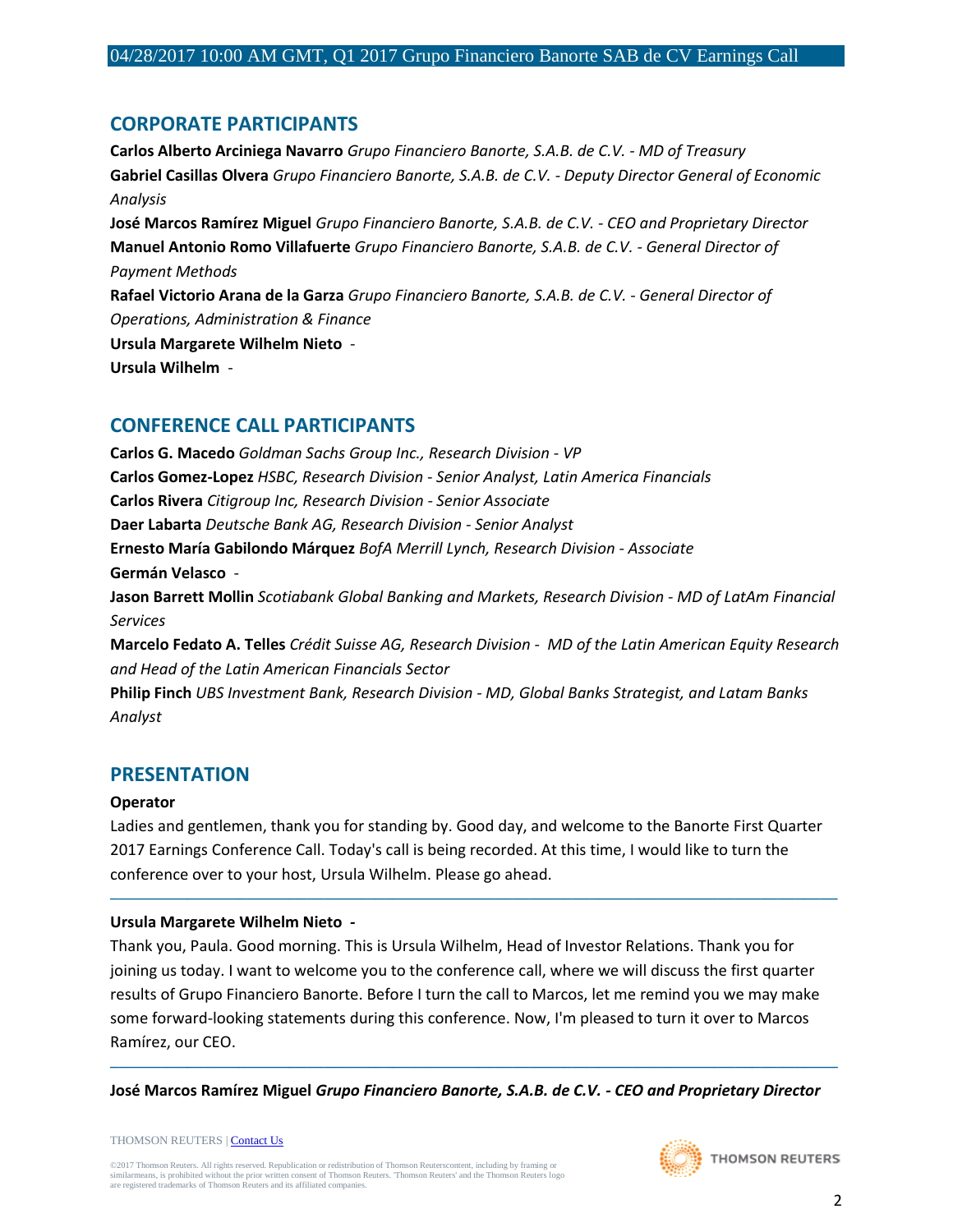## CORPORATE PARTICIPANTS

**Carlos Alberto Arciniega Navarro** *Grupo Financiero Banorte, S.A.B. de C.V. - MD of Treasury*
**Gabriel Casillas Olvera** *Grupo Financiero Banorte, S.A.B. de C.V. - Deputy Director General of Economic Analysis*
**José Marcos Ramírez Miguel** *Grupo Financiero Banorte, S.A.B. de C.V. - CEO and Proprietary Director*
**Manuel Antonio Romo Villafuerte** *Grupo Financiero Banorte, S.A.B. de C.V. - General Director of Payment Methods*
**Rafael Victorio Arana de la Garza** *Grupo Financiero Banorte, S.A.B. de C.V. - General Director of Operations, Administration & Finance*
**Ursula Margarete Wilhelm Nieto** -
**Ursula Wilhelm** -

## CONFERENCE CALL PARTICIPANTS

**Carlos G. Macedo** *Goldman Sachs Group Inc., Research Division - VP*
**Carlos Gomez-Lopez** *HSBC, Research Division - Senior Analyst, Latin America Financials*
**Carlos Rivera** *Citigroup Inc, Research Division - Senior Associate*
**Daer Labarta** *Deutsche Bank AG, Research Division - Senior Analyst*
**Ernesto María Gabilondo Márquez** *BofA Merrill Lynch, Research Division - Associate*
**Germán Velasco** -
**Jason Barrett Mollin** *Scotiabank Global Banking and Markets, Research Division - MD of LatAm Financial Services*
**Marcelo Fedato A. Telles** *Crédit Suisse AG, Research Division - MD of the Latin American Equity Research and Head of the Latin American Financials Sector*
**Philip Finch** *UBS Investment Bank, Research Division - MD, Global Banks Strategist, and Latam Banks Analyst*

## PRESENTATION

**Operator**

Ladies and gentlemen, thank you for standing by. Good day, and welcome to the Banorte First Quarter 2017 Earnings Conference Call. Today's call is being recorded. At this time, I would like to turn the conference over to your host, Ursula Wilhelm. Please go ahead.

---

**Ursula Margarete Wilhelm Nieto -**

Thank you, Paula. Good morning. This is Ursula Wilhelm, Head of Investor Relations. Thank you for joining us today. I want to welcome you to the conference call, where we will discuss the first quarter results of Grupo Financiero Banorte. Before I turn the call to Marcos, let me remind you we may make some forward-looking statements during this conference. Now, I'm pleased to turn it over to Marcos Ramírez, our CEO.

---

**José Marcos Ramírez Miguel** ***Grupo Financiero Banorte, S.A.B. de C.V. - CEO and Proprietary Director***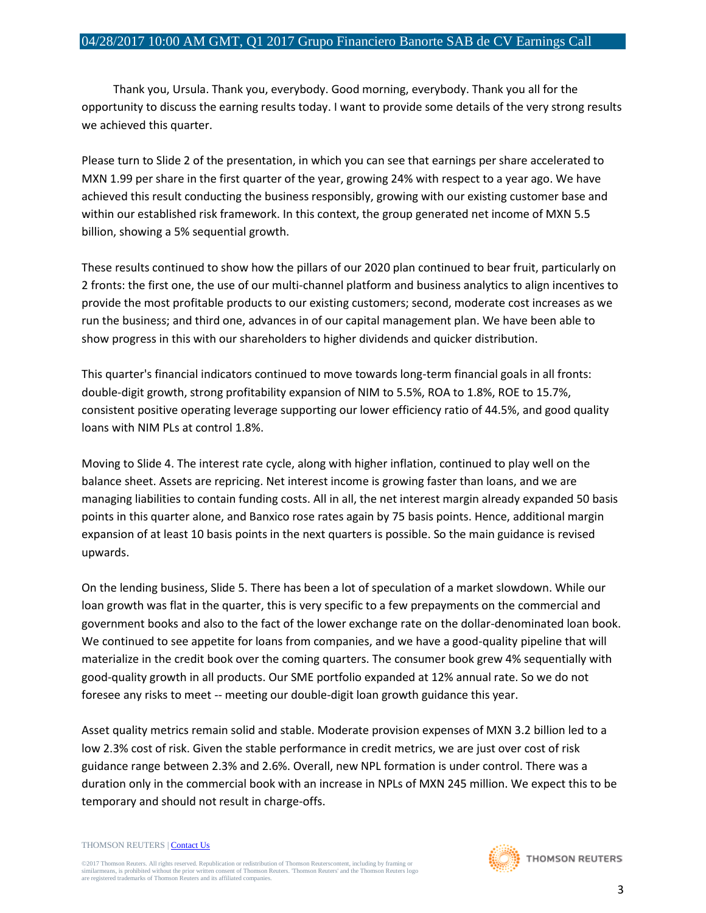Thank you, Ursula. Thank you, everybody. Good morning, everybody. Thank you all for the opportunity to discuss the earning results today. I want to provide some details of the very strong results we achieved this quarter.

Please turn to Slide 2 of the presentation, in which you can see that earnings per share accelerated to MXN 1.99 per share in the first quarter of the year, growing 24% with respect to a year ago. We have achieved this result conducting the business responsibly, growing with our existing customer base and within our established risk framework. In this context, the group generated net income of MXN 5.5 billion, showing a 5% sequential growth.

These results continued to show how the pillars of our 2020 plan continued to bear fruit, particularly on 2 fronts: the first one, the use of our multi-channel platform and business analytics to align incentives to provide the most profitable products to our existing customers; second, moderate cost increases as we run the business; and third one, advances in of our capital management plan. We have been able to show progress in this with our shareholders to higher dividends and quicker distribution.

This quarter's financial indicators continued to move towards long-term financial goals in all fronts: double-digit growth, strong profitability expansion of NIM to 5.5%, ROA to 1.8%, ROE to 15.7%, consistent positive operating leverage supporting our lower efficiency ratio of 44.5%, and good quality loans with NIM PLs at control 1.8%.

Moving to Slide 4. The interest rate cycle, along with higher inflation, continued to play well on the balance sheet. Assets are repricing. Net interest income is growing faster than loans, and we are managing liabilities to contain funding costs. All in all, the net interest margin already expanded 50 basis points in this quarter alone, and Banxico rose rates again by 75 basis points. Hence, additional margin expansion of at least 10 basis points in the next quarters is possible. So the main guidance is revised upwards.

On the lending business, Slide 5. There has been a lot of speculation of a market slowdown. While our loan growth was flat in the quarter, this is very specific to a few prepayments on the commercial and government books and also to the fact of the lower exchange rate on the dollar-denominated loan book. We continued to see appetite for loans from companies, and we have a good-quality pipeline that will materialize in the credit book over the coming quarters. The consumer book grew 4% sequentially with good-quality growth in all products. Our SME portfolio expanded at 12% annual rate. So we do not foresee any risks to meet -- meeting our double-digit loan growth guidance this year.

Asset quality metrics remain solid and stable. Moderate provision expenses of MXN 3.2 billion led to a low 2.3% cost of risk. Given the stable performance in credit metrics, we are just over cost of risk guidance range between 2.3% and 2.6%. Overall, new NPL formation is under control. There was a duration only in the commercial book with an increase in NPLs of MXN 245 million. We expect this to be temporary and should not result in charge-offs.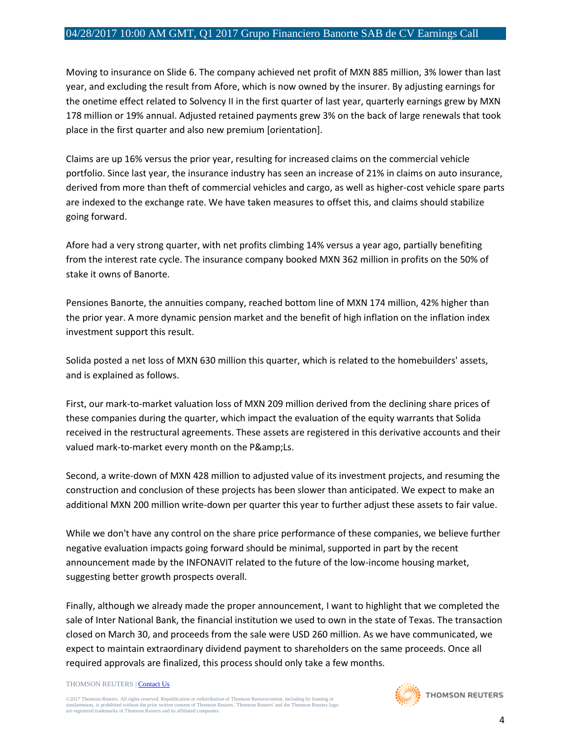Moving to insurance on Slide 6. The company achieved net profit of MXN 885 million, 3% lower than last year, and excluding the result from Afore, which is now owned by the insurer. By adjusting earnings for the onetime effect related to Solvency II in the first quarter of last year, quarterly earnings grew by MXN 178 million or 19% annual. Adjusted retained payments grew 3% on the back of large renewals that took place in the first quarter and also new premium [orientation].

Claims are up 16% versus the prior year, resulting for increased claims on the commercial vehicle portfolio. Since last year, the insurance industry has seen an increase of 21% in claims on auto insurance, derived from more than theft of commercial vehicles and cargo, as well as higher-cost vehicle spare parts are indexed to the exchange rate. We have taken measures to offset this, and claims should stabilize going forward.

Afore had a very strong quarter, with net profits climbing 14% versus a year ago, partially benefiting from the interest rate cycle. The insurance company booked MXN 362 million in profits on the 50% of stake it owns of Banorte.

Pensiones Banorte, the annuities company, reached bottom line of MXN 174 million, 42% higher than the prior year. A more dynamic pension market and the benefit of high inflation on the inflation index investment support this result.

Solida posted a net loss of MXN 630 million this quarter, which is related to the homebuilders' assets, and is explained as follows.

First, our mark-to-market valuation loss of MXN 209 million derived from the declining share prices of these companies during the quarter, which impact the evaluation of the equity warrants that Solida received in the restructural agreements. These assets are registered in this derivative accounts and their valued mark-to-market every month on the P&amp;Ls.

Second, a write-down of MXN 428 million to adjusted value of its investment projects, and resuming the construction and conclusion of these projects has been slower than anticipated. We expect to make an additional MXN 200 million write-down per quarter this year to further adjust these assets to fair value.

While we don't have any control on the share price performance of these companies, we believe further negative evaluation impacts going forward should be minimal, supported in part by the recent announcement made by the INFONAVIT related to the future of the low-income housing market, suggesting better growth prospects overall.

Finally, although we already made the proper announcement, I want to highlight that we completed the sale of Inter National Bank, the financial institution we used to own in the state of Texas. The transaction closed on March 30, and proceeds from the sale were USD 260 million. As we have communicated, we expect to maintain extraordinary dividend payment to shareholders on the same proceeds. Once all required approvals are finalized, this process should only take a few months.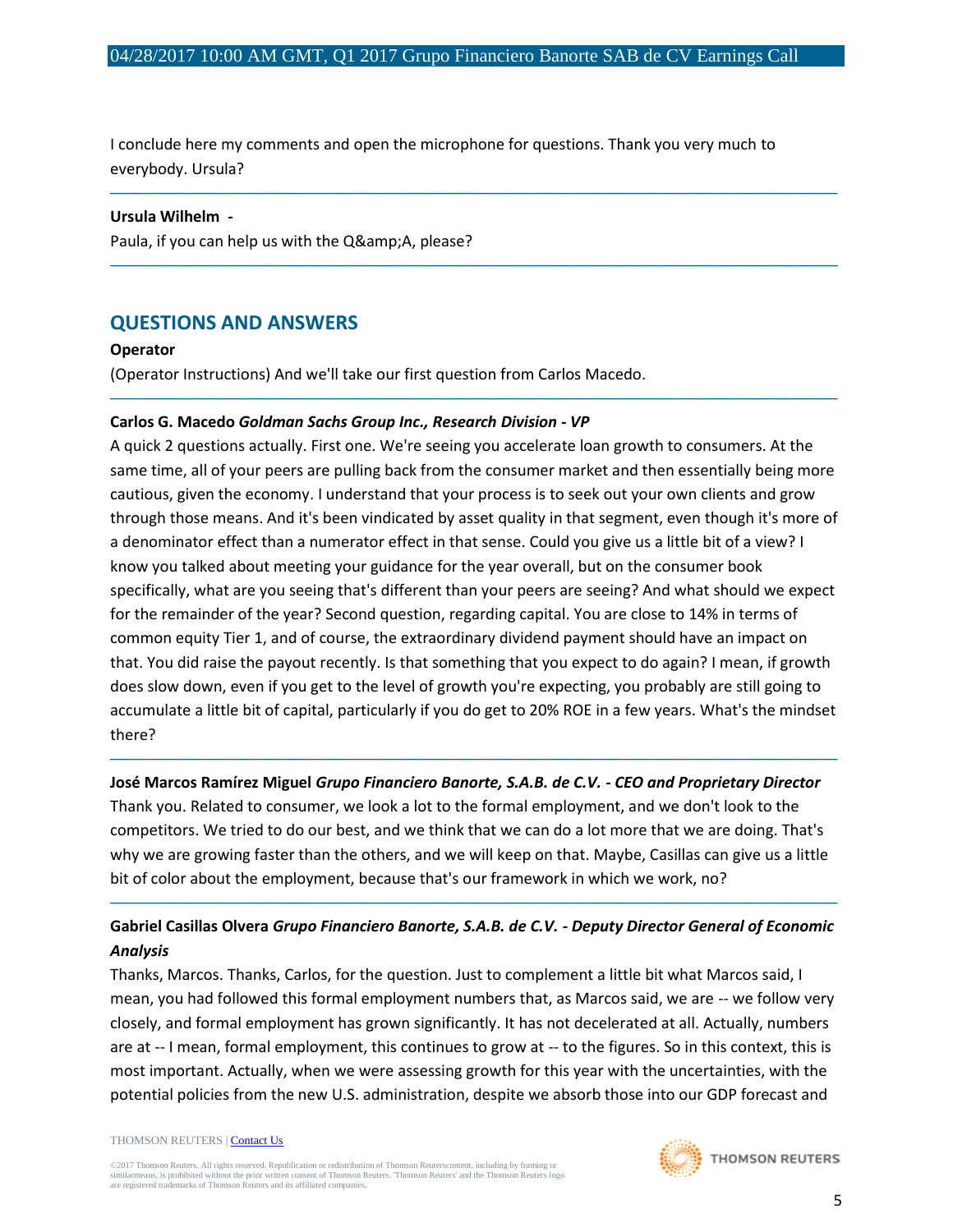I conclude here my comments and open the microphone for questions. Thank you very much to everybody. Ursula?

---

**Ursula Wilhelm -**

Paula, if you can help us with the Q&amp;A, please?

---

## QUESTIONS AND ANSWERS

**Operator**

(Operator Instructions) And we'll take our first question from Carlos Macedo.

---

**Carlos G. Macedo** ***Goldman Sachs Group Inc., Research Division - VP***

A quick 2 questions actually. First one. We're seeing you accelerate loan growth to consumers. At the same time, all of your peers are pulling back from the consumer market and then essentially being more cautious, given the economy. I understand that your process is to seek out your own clients and grow through those means. And it's been vindicated by asset quality in that segment, even though it's more of a denominator effect than a numerator effect in that sense. Could you give us a little bit of a view? I know you talked about meeting your guidance for the year overall, but on the consumer book specifically, what are you seeing that's different than your peers are seeing? And what should we expect for the remainder of the year? Second question, regarding capital. You are close to 14% in terms of common equity Tier 1, and of course, the extraordinary dividend payment should have an impact on that. You did raise the payout recently. Is that something that you expect to do again? I mean, if growth does slow down, even if you get to the level of growth you're expecting, you probably are still going to accumulate a little bit of capital, particularly if you do get to 20% ROE in a few years. What's the mindset there?

---

**José Marcos Ramírez Miguel** ***Grupo Financiero Banorte, S.A.B. de C.V. - CEO and Proprietary Director***

Thank you. Related to consumer, we look a lot to the formal employment, and we don't look to the competitors. We tried to do our best, and we think that we can do a lot more that we are doing. That's why we are growing faster than the others, and we will keep on that. Maybe, Casillas can give us a little bit of color about the employment, because that's our framework in which we work, no?

---

**Gabriel Casillas Olvera** ***Grupo Financiero Banorte, S.A.B. de C.V. - Deputy Director General of Economic Analysis***

Thanks, Marcos. Thanks, Carlos, for the question. Just to complement a little bit what Marcos said, I mean, you had followed this formal employment numbers that, as Marcos said, we are -- we follow very closely, and formal employment has grown significantly. It has not decelerated at all. Actually, numbers are at -- I mean, formal employment, this continues to grow at -- to the figures. So in this context, this is most important. Actually, when we were assessing growth for this year with the uncertainties, with the potential policies from the new U.S. administration, despite we absorb those into our GDP forecast and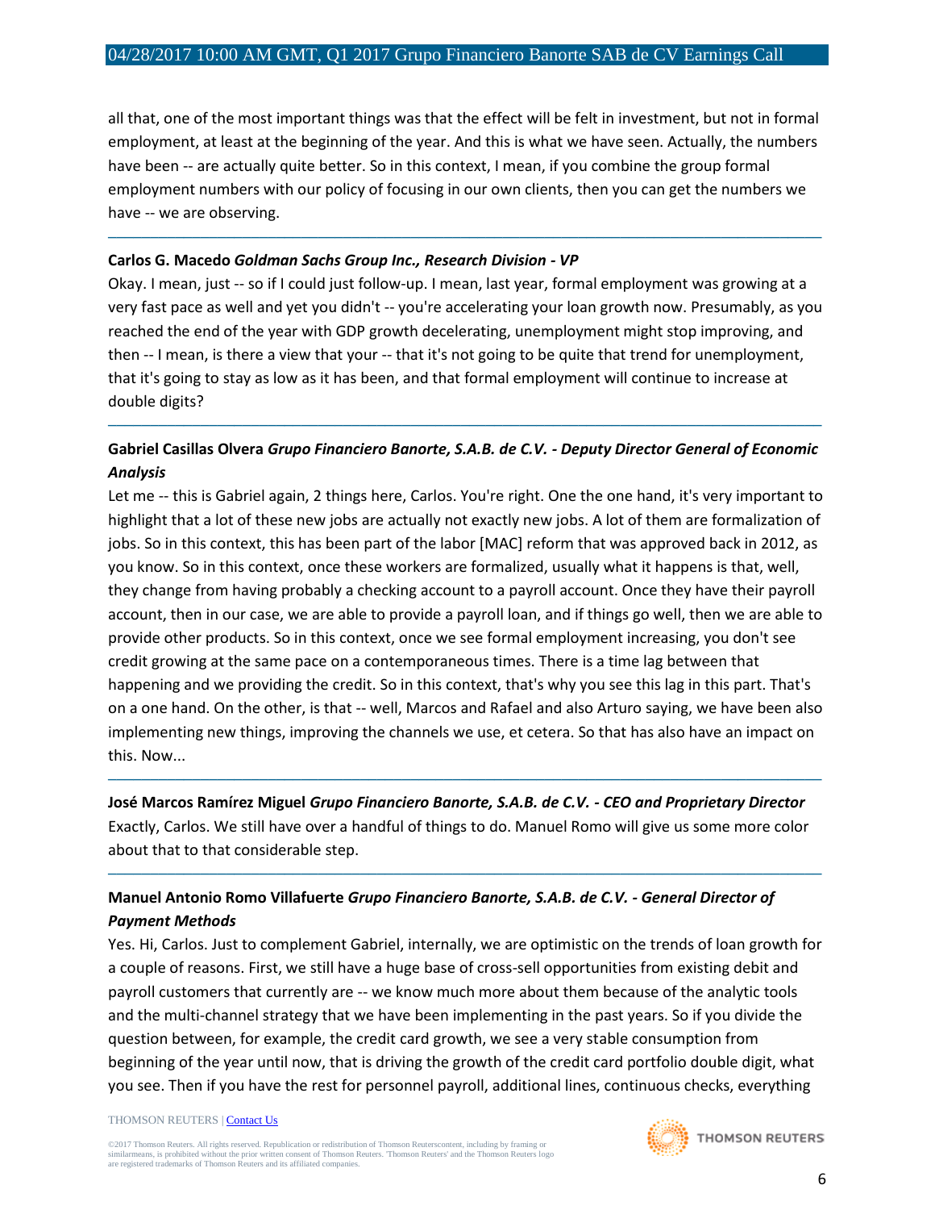all that, one of the most important things was that the effect will be felt in investment, but not in formal employment, at least at the beginning of the year. And this is what we have seen. Actually, the numbers have been -- are actually quite better. So in this context, I mean, if you combine the group formal employment numbers with our policy of focusing in our own clients, then you can get the numbers we have -- we are observing.

---

**Carlos G. Macedo** ***Goldman Sachs Group Inc., Research Division - VP***

Okay. I mean, just -- so if I could just follow-up. I mean, last year, formal employment was growing at a very fast pace as well and yet you didn't -- you're accelerating your loan growth now. Presumably, as you reached the end of the year with GDP growth decelerating, unemployment might stop improving, and then -- I mean, is there a view that your -- that it's not going to be quite that trend for unemployment, that it's going to stay as low as it has been, and that formal employment will continue to increase at double digits?

---

**Gabriel Casillas Olvera** ***Grupo Financiero Banorte, S.A.B. de C.V. - Deputy Director General of Economic Analysis***

Let me -- this is Gabriel again, 2 things here, Carlos. You're right. One the one hand, it's very important to highlight that a lot of these new jobs are actually not exactly new jobs. A lot of them are formalization of jobs. So in this context, this has been part of the labor [MAC] reform that was approved back in 2012, as you know. So in this context, once these workers are formalized, usually what it happens is that, well, they change from having probably a checking account to a payroll account. Once they have their payroll account, then in our case, we are able to provide a payroll loan, and if things go well, then we are able to provide other products. So in this context, once we see formal employment increasing, you don't see credit growing at the same pace on a contemporaneous times. There is a time lag between that happening and we providing the credit. So in this context, that's why you see this lag in this part. That's on a one hand. On the other, is that -- well, Marcos and Rafael and also Arturo saying, we have been also implementing new things, improving the channels we use, et cetera. So that has also have an impact on this. Now...

---

**José Marcos Ramírez Miguel** ***Grupo Financiero Banorte, S.A.B. de C.V. - CEO and Proprietary Director***

Exactly, Carlos. We still have over a handful of things to do. Manuel Romo will give us some more color about that to that considerable step.

---

**Manuel Antonio Romo Villafuerte** ***Grupo Financiero Banorte, S.A.B. de C.V. - General Director of Payment Methods***

Yes. Hi, Carlos. Just to complement Gabriel, internally, we are optimistic on the trends of loan growth for a couple of reasons. First, we still have a huge base of cross-sell opportunities from existing debit and payroll customers that currently are -- we know much more about them because of the analytic tools and the multi-channel strategy that we have been implementing in the past years. So if you divide the question between, for example, the credit card growth, we see a very stable consumption from beginning of the year until now, that is driving the growth of the credit card portfolio double digit, what you see. Then if you have the rest for personnel payroll, additional lines, continuous checks, everything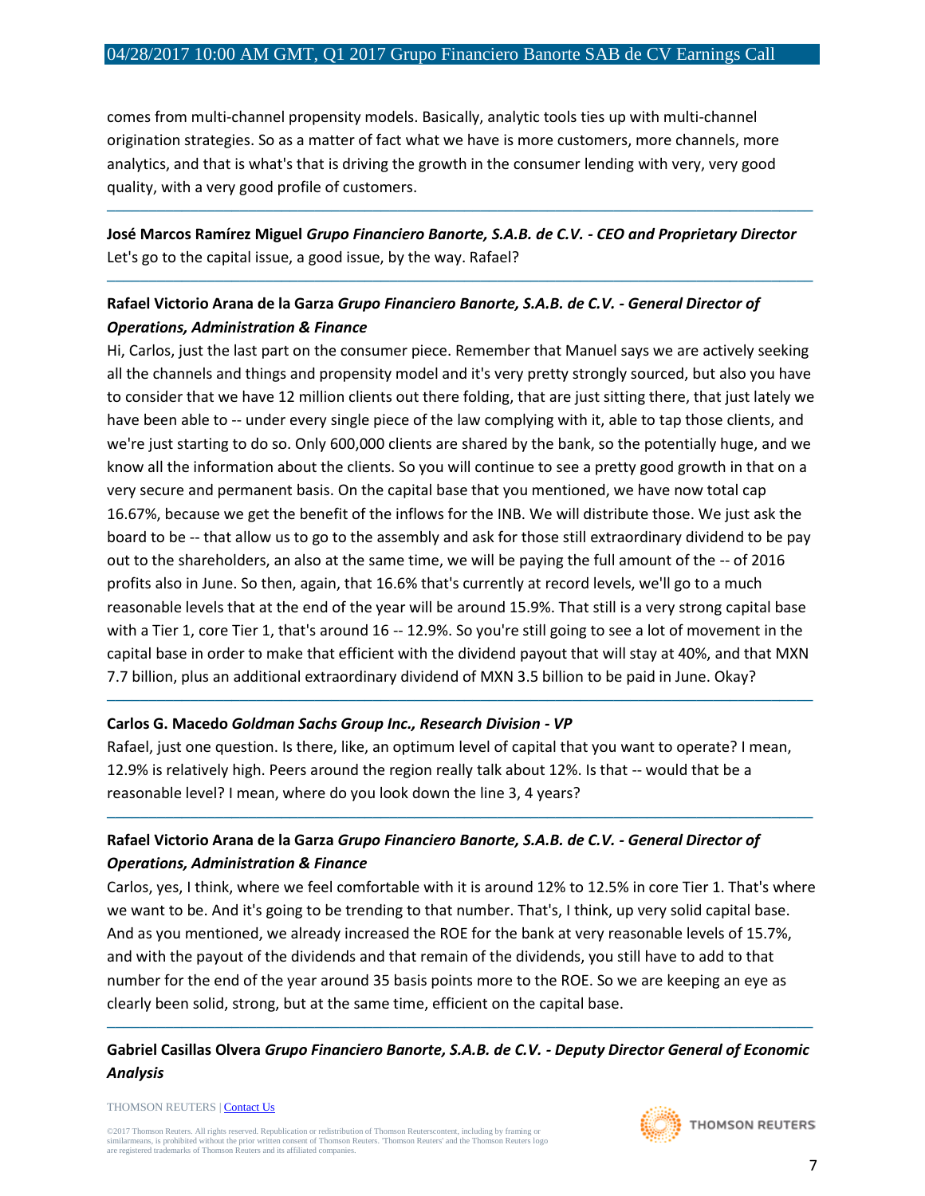comes from multi-channel propensity models. Basically, analytic tools ties up with multi-channel origination strategies. So as a matter of fact what we have is more customers, more channels, more analytics, and that is what's that is driving the growth in the consumer lending with very, very good quality, with a very good profile of customers.

---

**José Marcos Ramírez Miguel** *Grupo Financiero Banorte, S.A.B. de C.V. - CEO and Proprietary Director*
Let's go to the capital issue, a good issue, by the way. Rafael?

---

**Rafael Victorio Arana de la Garza** *Grupo Financiero Banorte, S.A.B. de C.V. - General Director of Operations, Administration & Finance*
Hi, Carlos, just the last part on the consumer piece. Remember that Manuel says we are actively seeking all the channels and things and propensity model and it's very pretty strongly sourced, but also you have to consider that we have 12 million clients out there folding, that are just sitting there, that just lately we have been able to -- under every single piece of the law complying with it, able to tap those clients, and we're just starting to do so. Only 600,000 clients are shared by the bank, so the potentially huge, and we know all the information about the clients. So you will continue to see a pretty good growth in that on a very secure and permanent basis. On the capital base that you mentioned, we have now total cap 16.67%, because we get the benefit of the inflows for the INB. We will distribute those. We just ask the board to be -- that allow us to go to the assembly and ask for those still extraordinary dividend to be pay out to the shareholders, an also at the same time, we will be paying the full amount of the -- of 2016 profits also in June. So then, again, that 16.6% that's currently at record levels, we'll go to a much reasonable levels that at the end of the year will be around 15.9%. That still is a very strong capital base with a Tier 1, core Tier 1, that's around 16 -- 12.9%. So you're still going to see a lot of movement in the capital base in order to make that efficient with the dividend payout that will stay at 40%, and that MXN 7.7 billion, plus an additional extraordinary dividend of MXN 3.5 billion to be paid in June. Okay?

---

**Carlos G. Macedo** *Goldman Sachs Group Inc., Research Division - VP*
Rafael, just one question. Is there, like, an optimum level of capital that you want to operate? I mean, 12.9% is relatively high. Peers around the region really talk about 12%. Is that -- would that be a reasonable level? I mean, where do you look down the line 3, 4 years?

---

**Rafael Victorio Arana de la Garza** *Grupo Financiero Banorte, S.A.B. de C.V. - General Director of Operations, Administration & Finance*
Carlos, yes, I think, where we feel comfortable with it is around 12% to 12.5% in core Tier 1. That's where we want to be. And it's going to be trending to that number. That's, I think, up very solid capital base. And as you mentioned, we already increased the ROE for the bank at very reasonable levels of 15.7%, and with the payout of the dividends and that remain of the dividends, you still have to add to that number for the end of the year around 35 basis points more to the ROE. So we are keeping an eye as clearly been solid, strong, but at the same time, efficient on the capital base.

---

**Gabriel Casillas Olvera** *Grupo Financiero Banorte, S.A.B. de C.V. - Deputy Director General of Economic Analysis*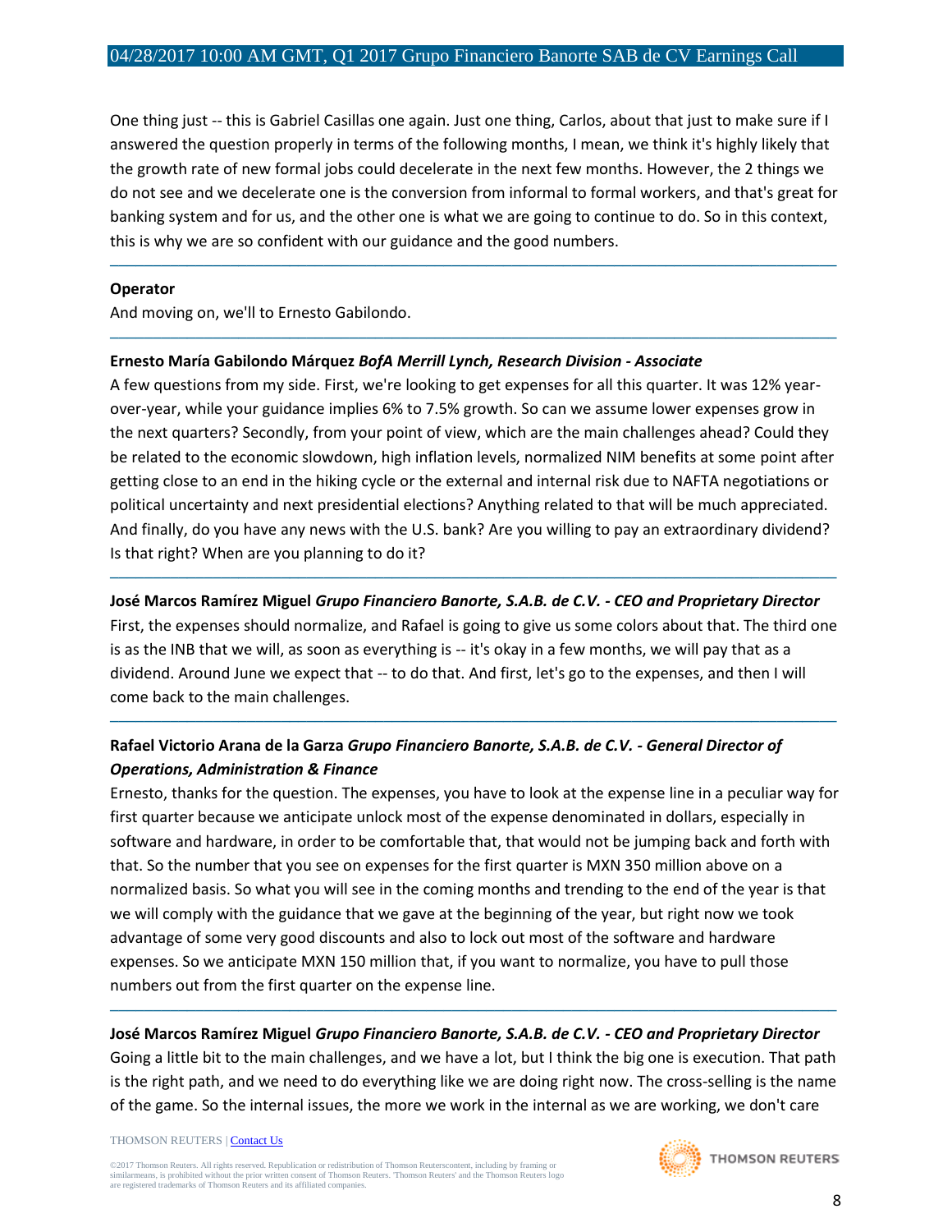One thing just -- this is Gabriel Casillas one again. Just one thing, Carlos, about that just to make sure if I answered the question properly in terms of the following months, I mean, we think it's highly likely that the growth rate of new formal jobs could decelerate in the next few months. However, the 2 things we do not see and we decelerate one is the conversion from informal to formal workers, and that's great for banking system and for us, and the other one is what we are going to continue to do. So in this context, this is why we are so confident with our guidance and the good numbers.

---

**Operator**

And moving on, we'll to Ernesto Gabilondo.

---

**Ernesto María Gabilondo Márquez** ***BofA Merrill Lynch, Research Division - Associate***

A few questions from my side. First, we're looking to get expenses for all this quarter. It was 12% year-over-year, while your guidance implies 6% to 7.5% growth. So can we assume lower expenses grow in the next quarters? Secondly, from your point of view, which are the main challenges ahead? Could they be related to the economic slowdown, high inflation levels, normalized NIM benefits at some point after getting close to an end in the hiking cycle or the external and internal risk due to NAFTA negotiations or political uncertainty and next presidential elections? Anything related to that will be much appreciated. And finally, do you have any news with the U.S. bank? Are you willing to pay an extraordinary dividend? Is that right? When are you planning to do it?

---

**José Marcos Ramírez Miguel** ***Grupo Financiero Banorte, S.A.B. de C.V. - CEO and Proprietary Director***

First, the expenses should normalize, and Rafael is going to give us some colors about that. The third one is as the INB that we will, as soon as everything is -- it's okay in a few months, we will pay that as a dividend. Around June we expect that -- to do that. And first, let's go to the expenses, and then I will come back to the main challenges.

---

**Rafael Victorio Arana de la Garza** ***Grupo Financiero Banorte, S.A.B. de C.V. - General Director of Operations, Administration & Finance***

Ernesto, thanks for the question. The expenses, you have to look at the expense line in a peculiar way for first quarter because we anticipate unlock most of the expense denominated in dollars, especially in software and hardware, in order to be comfortable that, that would not be jumping back and forth with that. So the number that you see on expenses for the first quarter is MXN 350 million above on a normalized basis. So what you will see in the coming months and trending to the end of the year is that we will comply with the guidance that we gave at the beginning of the year, but right now we took advantage of some very good discounts and also to lock out most of the software and hardware expenses. So we anticipate MXN 150 million that, if you want to normalize, you have to pull those numbers out from the first quarter on the expense line.

---

**José Marcos Ramírez Miguel** ***Grupo Financiero Banorte, S.A.B. de C.V. - CEO and Proprietary Director***

Going a little bit to the main challenges, and we have a lot, but I think the big one is execution. That path is the right path, and we need to do everything like we are doing right now. The cross-selling is the name of the game. So the internal issues, the more we work in the internal as we are working, we don't care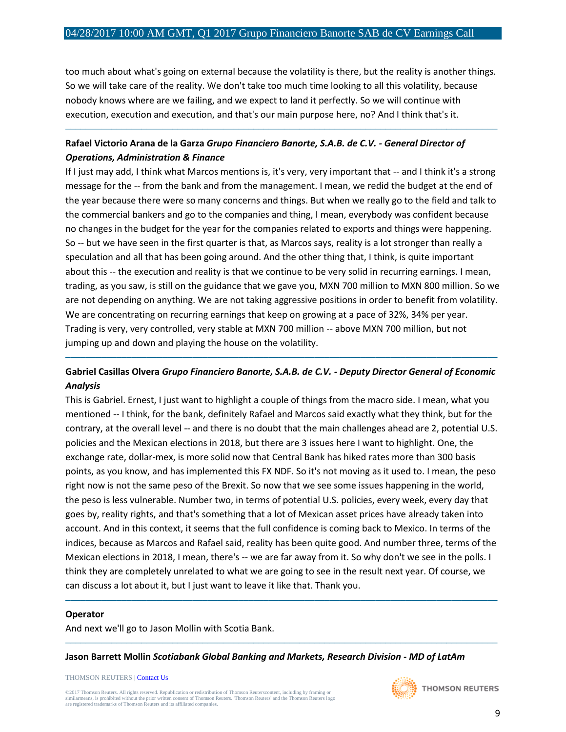too much about what's going on external because the volatility is there, but the reality is another things. So we will take care of the reality. We don't take too much time looking to all this volatility, because nobody knows where are we failing, and we expect to land it perfectly. So we will continue with execution, execution and execution, and that's our main purpose here, no? And I think that's it.

---

**Rafael Victorio Arana de la Garza** *Grupo Financiero Banorte, S.A.B. de C.V. - General Director of Operations, Administration & Finance*

If I just may add, I think what Marcos mentions is, it's very, very important that -- and I think it's a strong message for the -- from the bank and from the management. I mean, we redid the budget at the end of the year because there were so many concerns and things. But when we really go to the field and talk to the commercial bankers and go to the companies and thing, I mean, everybody was confident because no changes in the budget for the year for the companies related to exports and things were happening. So -- but we have seen in the first quarter is that, as Marcos says, reality is a lot stronger than really a speculation and all that has been going around. And the other thing that, I think, is quite important about this -- the execution and reality is that we continue to be very solid in recurring earnings. I mean, trading, as you saw, is still on the guidance that we gave you, MXN 700 million to MXN 800 million. So we are not depending on anything. We are not taking aggressive positions in order to benefit from volatility. We are concentrating on recurring earnings that keep on growing at a pace of 32%, 34% per year. Trading is very, very controlled, very stable at MXN 700 million -- above MXN 700 million, but not jumping up and down and playing the house on the volatility.

---

**Gabriel Casillas Olvera** *Grupo Financiero Banorte, S.A.B. de C.V. - Deputy Director General of Economic Analysis*

This is Gabriel. Ernest, I just want to highlight a couple of things from the macro side. I mean, what you mentioned -- I think, for the bank, definitely Rafael and Marcos said exactly what they think, but for the contrary, at the overall level -- and there is no doubt that the main challenges ahead are 2, potential U.S. policies and the Mexican elections in 2018, but there are 3 issues here I want to highlight. One, the exchange rate, dollar-mex, is more solid now that Central Bank has hiked rates more than 300 basis points, as you know, and has implemented this FX NDF. So it's not moving as it used to. I mean, the peso right now is not the same peso of the Brexit. So now that we see some issues happening in the world, the peso is less vulnerable. Number two, in terms of potential U.S. policies, every week, every day that goes by, reality rights, and that's something that a lot of Mexican asset prices have already taken into account. And in this context, it seems that the full confidence is coming back to Mexico. In terms of the indices, because as Marcos and Rafael said, reality has been quite good. And number three, terms of the Mexican elections in 2018, I mean, there's -- we are far away from it. So why don't we see in the polls. I think they are completely unrelated to what we are going to see in the result next year. Of course, we can discuss a lot about it, but I just want to leave it like that. Thank you.

---

**Operator**

And next we'll go to Jason Mollin with Scotia Bank.

---

**Jason Barrett Mollin** *Scotiabank Global Banking and Markets, Research Division - MD of LatAm*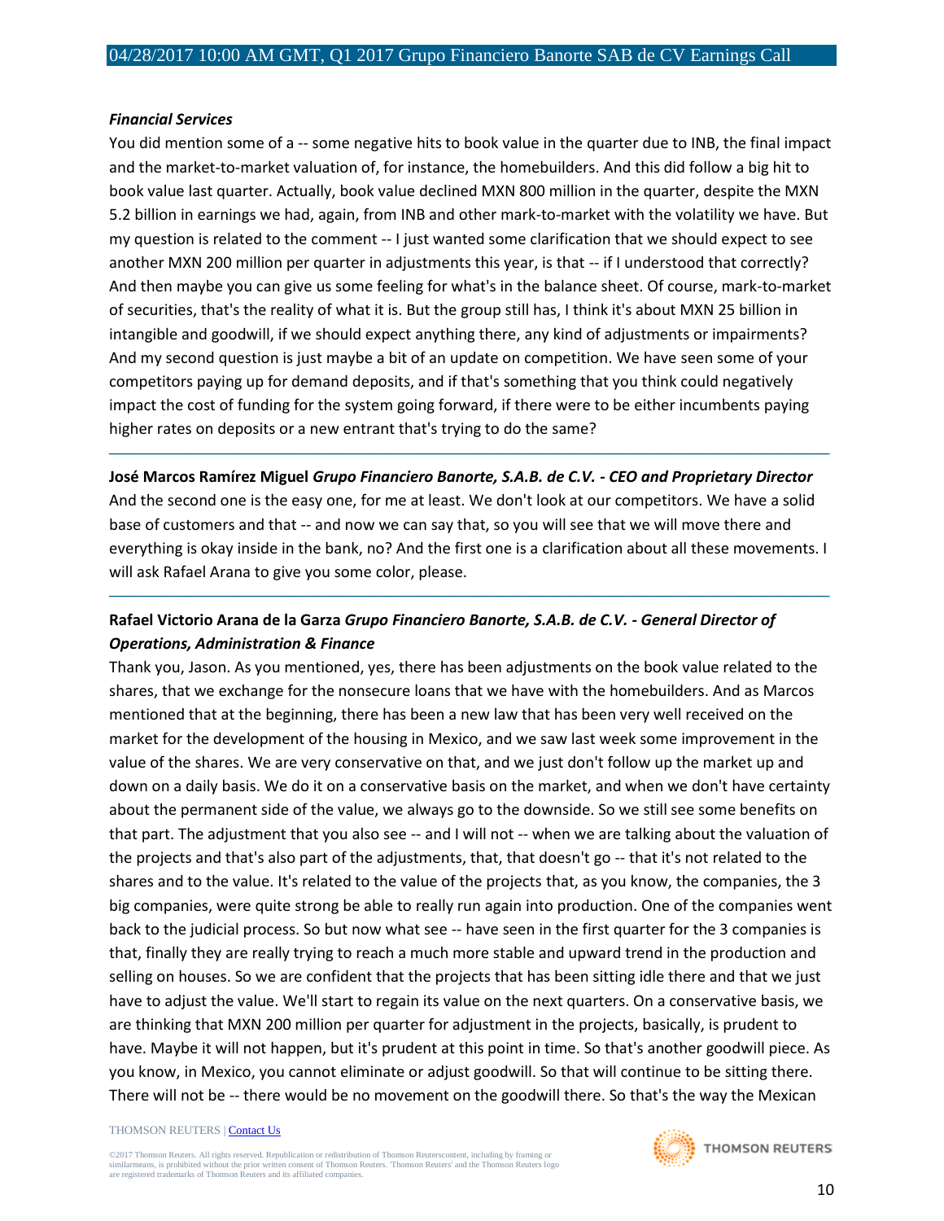***Financial Services***

You did mention some of a -- some negative hits to book value in the quarter due to INB, the final impact and the market-to-market valuation of, for instance, the homebuilders. And this did follow a big hit to book value last quarter. Actually, book value declined MXN 800 million in the quarter, despite the MXN 5.2 billion in earnings we had, again, from INB and other mark-to-market with the volatility we have. But my question is related to the comment -- I just wanted some clarification that we should expect to see another MXN 200 million per quarter in adjustments this year, is that -- if I understood that correctly? And then maybe you can give us some feeling for what's in the balance sheet. Of course, mark-to-market of securities, that's the reality of what it is. But the group still has, I think it's about MXN 25 billion in intangible and goodwill, if we should expect anything there, any kind of adjustments or impairments? And my second question is just maybe a bit of an update on competition. We have seen some of your competitors paying up for demand deposits, and if that's something that you think could negatively impact the cost of funding for the system going forward, if there were to be either incumbents paying higher rates on deposits or a new entrant that's trying to do the same?

---

**José Marcos Ramírez Miguel** ***Grupo Financiero Banorte, S.A.B. de C.V. - CEO and Proprietary Director***

And the second one is the easy one, for me at least. We don't look at our competitors. We have a solid base of customers and that -- and now we can say that, so you will see that we will move there and everything is okay inside in the bank, no? And the first one is a clarification about all these movements. I will ask Rafael Arana to give you some color, please.

---

**Rafael Victorio Arana de la Garza** ***Grupo Financiero Banorte, S.A.B. de C.V. - General Director of Operations, Administration & Finance***

Thank you, Jason. As you mentioned, yes, there has been adjustments on the book value related to the shares, that we exchange for the nonsecure loans that we have with the homebuilders. And as Marcos mentioned that at the beginning, there has been a new law that has been very well received on the market for the development of the housing in Mexico, and we saw last week some improvement in the value of the shares. We are very conservative on that, and we just don't follow up the market up and down on a daily basis. We do it on a conservative basis on the market, and when we don't have certainty about the permanent side of the value, we always go to the downside. So we still see some benefits on that part. The adjustment that you also see -- and I will not -- when we are talking about the valuation of the projects and that's also part of the adjustments, that, that doesn't go -- that it's not related to the shares and to the value. It's related to the value of the projects that, as you know, the companies, the 3 big companies, were quite strong be able to really run again into production. One of the companies went back to the judicial process. So but now what see -- have seen in the first quarter for the 3 companies is that, finally they are really trying to reach a much more stable and upward trend in the production and selling on houses. So we are confident that the projects that has been sitting idle there and that we just have to adjust the value. We'll start to regain its value on the next quarters. On a conservative basis, we are thinking that MXN 200 million per quarter for adjustment in the projects, basically, is prudent to have. Maybe it will not happen, but it's prudent at this point in time. So that's another goodwill piece. As you know, in Mexico, you cannot eliminate or adjust goodwill. So that will continue to be sitting there. There will not be -- there would be no movement on the goodwill there. So that's the way the Mexican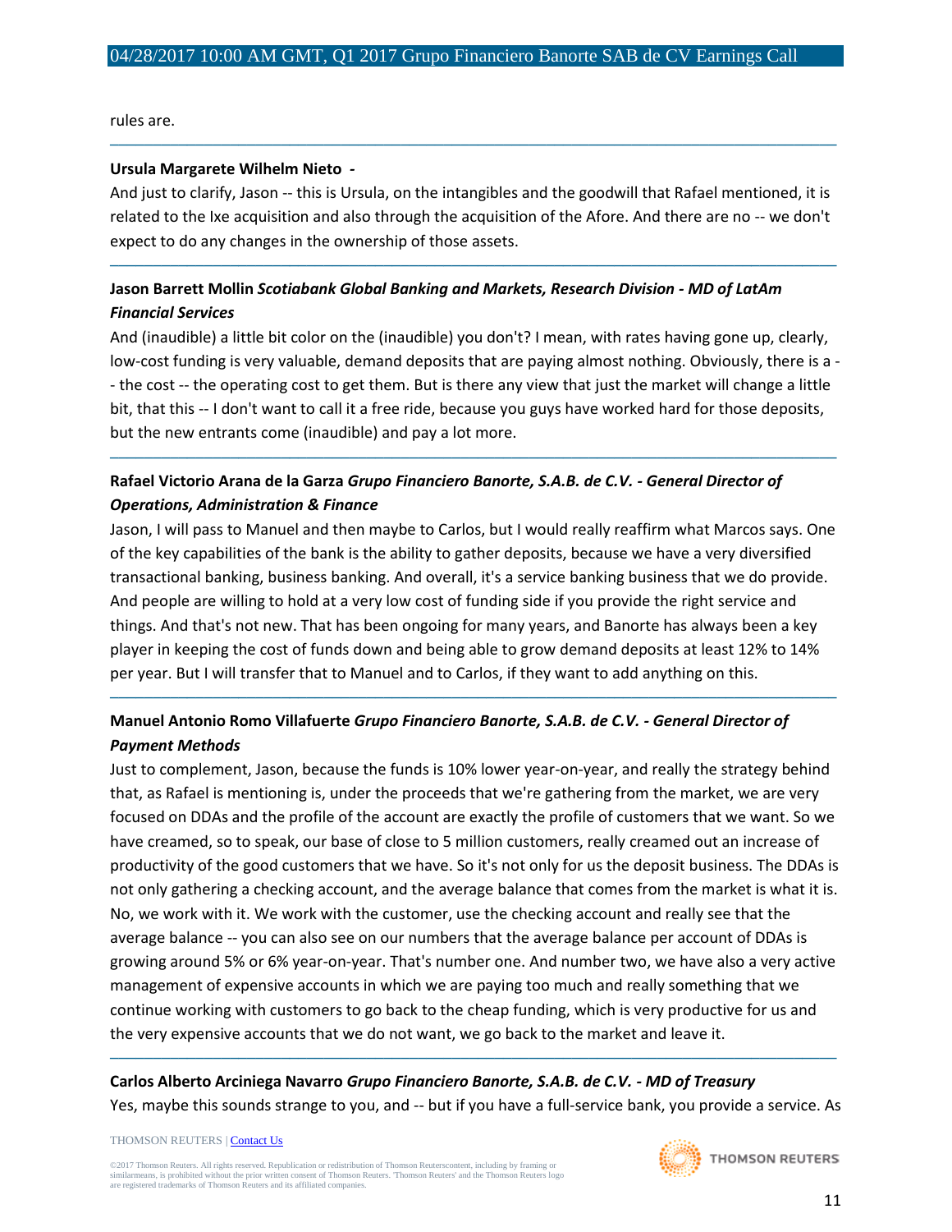rules are.

---

**Ursula Margarete Wilhelm Nieto -**

And just to clarify, Jason -- this is Ursula, on the intangibles and the goodwill that Rafael mentioned, it is related to the Ixe acquisition and also through the acquisition of the Afore. And there are no -- we don't expect to do any changes in the ownership of those assets.

---

**Jason Barrett Mollin** ***Scotiabank Global Banking and Markets, Research Division - MD of LatAm Financial Services***

And (inaudible) a little bit color on the (inaudible) you don't? I mean, with rates having gone up, clearly, low-cost funding is very valuable, demand deposits that are paying almost nothing. Obviously, there is a -- the cost -- the operating cost to get them. But is there any view that just the market will change a little bit, that this -- I don't want to call it a free ride, because you guys have worked hard for those deposits, but the new entrants come (inaudible) and pay a lot more.

---

**Rafael Victorio Arana de la Garza** ***Grupo Financiero Banorte, S.A.B. de C.V. - General Director of Operations, Administration & Finance***

Jason, I will pass to Manuel and then maybe to Carlos, but I would really reaffirm what Marcos says. One of the key capabilities of the bank is the ability to gather deposits, because we have a very diversified transactional banking, business banking. And overall, it's a service banking business that we do provide. And people are willing to hold at a very low cost of funding side if you provide the right service and things. And that's not new. That has been ongoing for many years, and Banorte has always been a key player in keeping the cost of funds down and being able to grow demand deposits at least 12% to 14% per year. But I will transfer that to Manuel and to Carlos, if they want to add anything on this.

---

**Manuel Antonio Romo Villafuerte** ***Grupo Financiero Banorte, S.A.B. de C.V. - General Director of Payment Methods***

Just to complement, Jason, because the funds is 10% lower year-on-year, and really the strategy behind that, as Rafael is mentioning is, under the proceeds that we're gathering from the market, we are very focused on DDAs and the profile of the account are exactly the profile of customers that we want. So we have creamed, so to speak, our base of close to 5 million customers, really creamed out an increase of productivity of the good customers that we have. So it's not only for us the deposit business. The DDAs is not only gathering a checking account, and the average balance that comes from the market is what it is. No, we work with it. We work with the customer, use the checking account and really see that the average balance -- you can also see on our numbers that the average balance per account of DDAs is growing around 5% or 6% year-on-year. That's number one. And number two, we have also a very active management of expensive accounts in which we are paying too much and really something that we continue working with customers to go back to the cheap funding, which is very productive for us and the very expensive accounts that we do not want, we go back to the market and leave it.

---

**Carlos Alberto Arciniega Navarro** ***Grupo Financiero Banorte, S.A.B. de C.V. - MD of Treasury***

Yes, maybe this sounds strange to you, and -- but if you have a full-service bank, you provide a service. As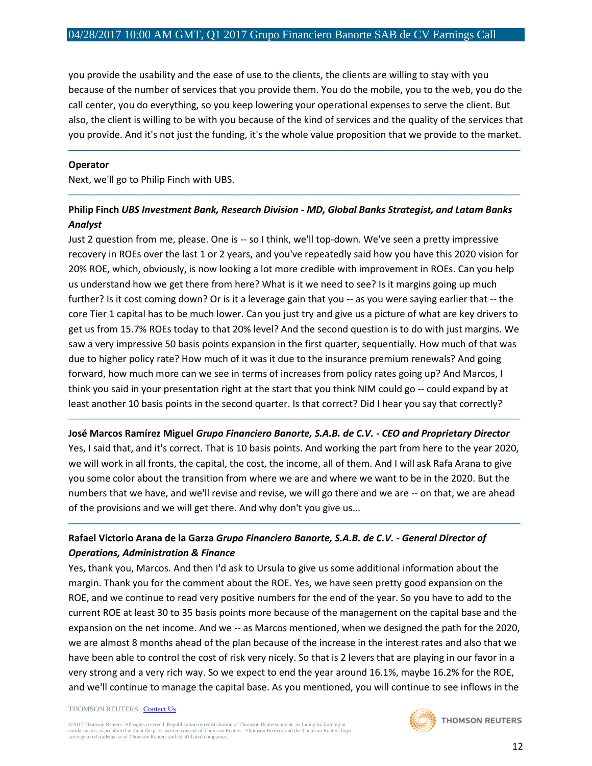you provide the usability and the ease of use to the clients, the clients are willing to stay with you because of the number of services that you provide them. You do the mobile, you to the web, you do the call center, you do everything, so you keep lowering your operational expenses to serve the client. But also, the client is willing to be with you because of the kind of services and the quality of the services that you provide. And it's not just the funding, it's the whole value proposition that we provide to the market.

---

**Operator**

Next, we'll go to Philip Finch with UBS.

---

**Philip Finch** ***UBS Investment Bank, Research Division - MD, Global Banks Strategist, and Latam Banks Analyst***

Just 2 question from me, please. One is -- so I think, we'll top-down. We've seen a pretty impressive recovery in ROEs over the last 1 or 2 years, and you've repeatedly said how you have this 2020 vision for 20% ROE, which, obviously, is now looking a lot more credible with improvement in ROEs. Can you help us understand how we get there from here? What is it we need to see? Is it margins going up much further? Is it cost coming down? Or is it a leverage gain that you -- as you were saying earlier that -- the core Tier 1 capital has to be much lower. Can you just try and give us a picture of what are key drivers to get us from 15.7% ROEs today to that 20% level? And the second question is to do with just margins. We saw a very impressive 50 basis points expansion in the first quarter, sequentially. How much of that was due to higher policy rate? How much of it was it due to the insurance premium renewals? And going forward, how much more can we see in terms of increases from policy rates going up? And Marcos, I think you said in your presentation right at the start that you think NIM could go -- could expand by at least another 10 basis points in the second quarter. Is that correct? Did I hear you say that correctly?

---

**José Marcos Ramírez Miguel** ***Grupo Financiero Banorte, S.A.B. de C.V. - CEO and Proprietary Director***

Yes, I said that, and it's correct. That is 10 basis points. And working the part from here to the year 2020, we will work in all fronts, the capital, the cost, the income, all of them. And I will ask Rafa Arana to give you some color about the transition from where we are and where we want to be in the 2020. But the numbers that we have, and we'll revise and revise, we will go there and we are -- on that, we are ahead of the provisions and we will get there. And why don't you give us...

---

**Rafael Victorio Arana de la Garza** ***Grupo Financiero Banorte, S.A.B. de C.V. - General Director of Operations, Administration & Finance***

Yes, thank you, Marcos. And then I'd ask to Ursula to give us some additional information about the margin. Thank you for the comment about the ROE. Yes, we have seen pretty good expansion on the ROE, and we continue to read very positive numbers for the end of the year. So you have to add to the current ROE at least 30 to 35 basis points more because of the management on the capital base and the expansion on the net income. And we -- as Marcos mentioned, when we designed the path for the 2020, we are almost 8 months ahead of the plan because of the increase in the interest rates and also that we have been able to control the cost of risk very nicely. So that is 2 levers that are playing in our favor in a very strong and a very rich way. So we expect to end the year around 16.1%, maybe 16.2% for the ROE, and we'll continue to manage the capital base. As you mentioned, you will continue to see inflows in the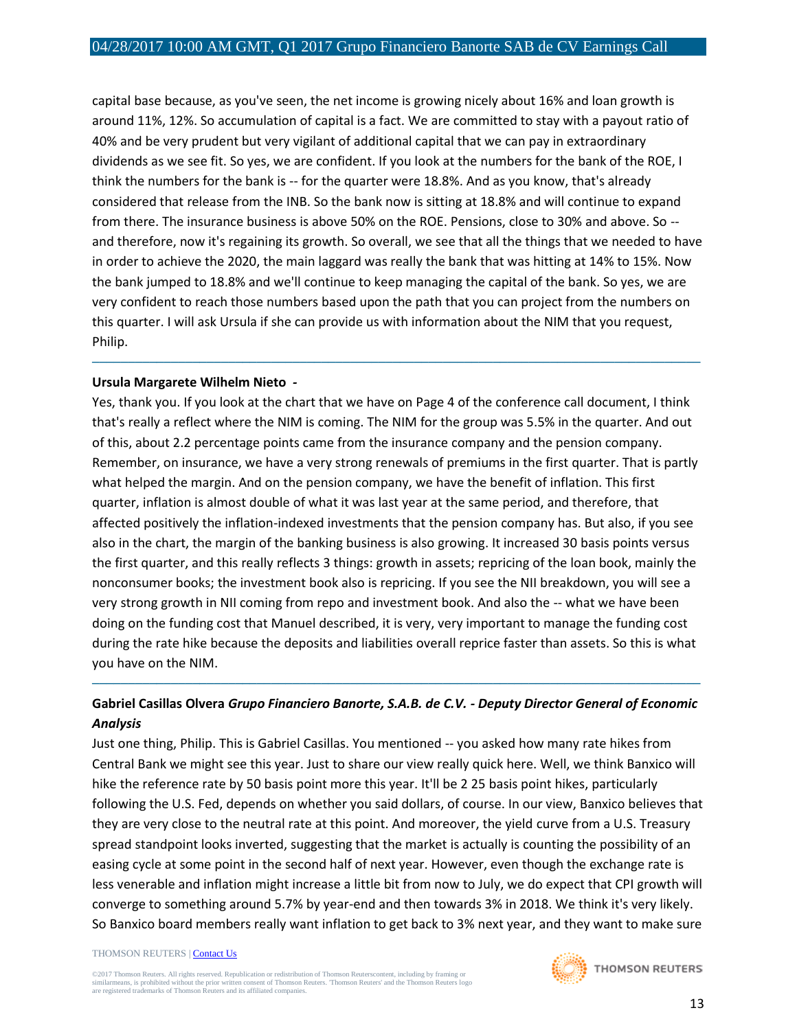capital base because, as you've seen, the net income is growing nicely about 16% and loan growth is around 11%, 12%. So accumulation of capital is a fact. We are committed to stay with a payout ratio of 40% and be very prudent but very vigilant of additional capital that we can pay in extraordinary dividends as we see fit. So yes, we are confident. If you look at the numbers for the bank of the ROE, I think the numbers for the bank is -- for the quarter were 18.8%. And as you know, that's already considered that release from the INB. So the bank now is sitting at 18.8% and will continue to expand from there. The insurance business is above 50% on the ROE. Pensions, close to 30% and above. So -- and therefore, now it's regaining its growth. So overall, we see that all the things that we needed to have in order to achieve the 2020, the main laggard was really the bank that was hitting at 14% to 15%. Now the bank jumped to 18.8% and we'll continue to keep managing the capital of the bank. So yes, we are very confident to reach those numbers based upon the path that you can project from the numbers on this quarter. I will ask Ursula if she can provide us with information about the NIM that you request, Philip.

---

**Ursula Margarete Wilhelm Nieto -**

Yes, thank you. If you look at the chart that we have on Page 4 of the conference call document, I think that's really a reflect where the NIM is coming. The NIM for the group was 5.5% in the quarter. And out of this, about 2.2 percentage points came from the insurance company and the pension company. Remember, on insurance, we have a very strong renewals of premiums in the first quarter. That is partly what helped the margin. And on the pension company, we have the benefit of inflation. This first quarter, inflation is almost double of what it was last year at the same period, and therefore, that affected positively the inflation-indexed investments that the pension company has. But also, if you see also in the chart, the margin of the banking business is also growing. It increased 30 basis points versus the first quarter, and this really reflects 3 things: growth in assets; repricing of the loan book, mainly the nonconsumer books; the investment book also is repricing. If you see the NII breakdown, you will see a very strong growth in NII coming from repo and investment book. And also the -- what we have been doing on the funding cost that Manuel described, it is very, very important to manage the funding cost during the rate hike because the deposits and liabilities overall reprice faster than assets. So this is what you have on the NIM.

---

**Gabriel Casillas Olvera** ***Grupo Financiero Banorte, S.A.B. de C.V. - Deputy Director General of Economic Analysis***

Just one thing, Philip. This is Gabriel Casillas. You mentioned -- you asked how many rate hikes from Central Bank we might see this year. Just to share our view really quick here. Well, we think Banxico will hike the reference rate by 50 basis point more this year. It'll be 2 25 basis point hikes, particularly following the U.S. Fed, depends on whether you said dollars, of course. In our view, Banxico believes that they are very close to the neutral rate at this point. And moreover, the yield curve from a U.S. Treasury spread standpoint looks inverted, suggesting that the market is actually is counting the possibility of an easing cycle at some point in the second half of next year. However, even though the exchange rate is less venerable and inflation might increase a little bit from now to July, we do expect that CPI growth will converge to something around 5.7% by year-end and then towards 3% in 2018. We think it's very likely. So Banxico board members really want inflation to get back to 3% next year, and they want to make sure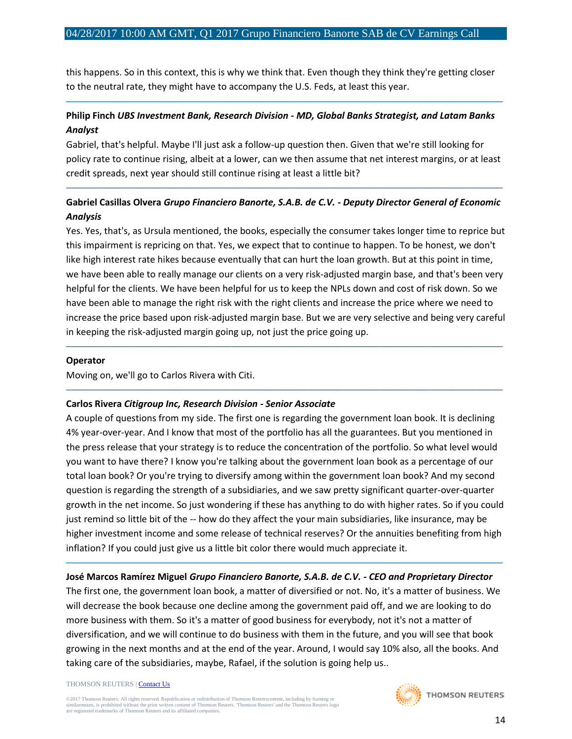this happens. So in this context, this is why we think that. Even though they think they're getting closer to the neutral rate, they might have to accompany the U.S. Feds, at least this year.

---

**Philip Finch** ***UBS Investment Bank, Research Division - MD, Global Banks Strategist, and Latam Banks Analyst***

Gabriel, that's helpful. Maybe I'll just ask a follow-up question then. Given that we're still looking for policy rate to continue rising, albeit at a lower, can we then assume that net interest margins, or at least credit spreads, next year should still continue rising at least a little bit?

---

**Gabriel Casillas Olvera** ***Grupo Financiero Banorte, S.A.B. de C.V. - Deputy Director General of Economic Analysis***

Yes. Yes, that's, as Ursula mentioned, the books, especially the consumer takes longer time to reprice but this impairment is repricing on that. Yes, we expect that to continue to happen. To be honest, we don't like high interest rate hikes because eventually that can hurt the loan growth. But at this point in time, we have been able to really manage our clients on a very risk-adjusted margin base, and that's been very helpful for the clients. We have been helpful for us to keep the NPLs down and cost of risk down. So we have been able to manage the right risk with the right clients and increase the price where we need to increase the price based upon risk-adjusted margin base. But we are very selective and being very careful in keeping the risk-adjusted margin going up, not just the price going up.

---

**Operator**

Moving on, we'll go to Carlos Rivera with Citi.

---

**Carlos Rivera** ***Citigroup Inc, Research Division - Senior Associate***

A couple of questions from my side. The first one is regarding the government loan book. It is declining 4% year-over-year. And I know that most of the portfolio has all the guarantees. But you mentioned in the press release that your strategy is to reduce the concentration of the portfolio. So what level would you want to have there? I know you're talking about the government loan book as a percentage of our total loan book? Or you're trying to diversify among within the government loan book? And my second question is regarding the strength of a subsidiaries, and we saw pretty significant quarter-over-quarter growth in the net income. So just wondering if these has anything to do with higher rates. So if you could just remind so little bit of the -- how do they affect the your main subsidiaries, like insurance, may be higher investment income and some release of technical reserves? Or the annuities benefiting from high inflation? If you could just give us a little bit color there would much appreciate it.

---

**José Marcos Ramírez Miguel** ***Grupo Financiero Banorte, S.A.B. de C.V. - CEO and Proprietary Director***

The first one, the government loan book, a matter of diversified or not. No, it's a matter of business. We will decrease the book because one decline among the government paid off, and we are looking to do more business with them. So it's a matter of good business for everybody, not it's not a matter of diversification, and we will continue to do business with them in the future, and you will see that book growing in the next months and at the end of the year. Around, I would say 10% also, all the books. And taking care of the subsidiaries, maybe, Rafael, if the solution is going help us..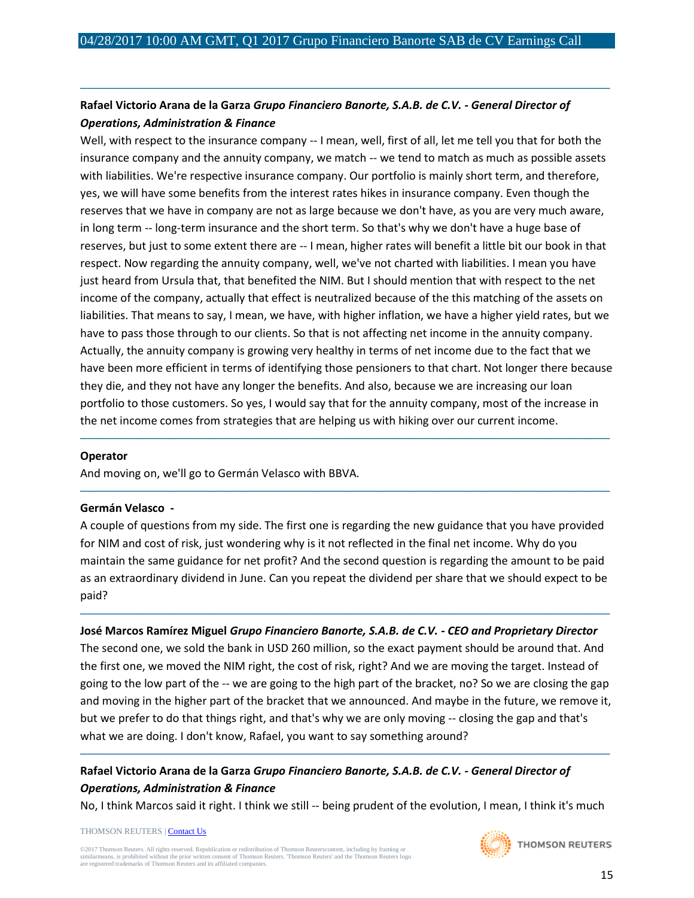---

**Rafael Victorio Arana de la Garza** ***Grupo Financiero Banorte, S.A.B. de C.V. - General Director of Operations, Administration & Finance***

Well, with respect to the insurance company -- I mean, well, first of all, let me tell you that for both the insurance company and the annuity company, we match -- we tend to match as much as possible assets with liabilities. We're respective insurance company. Our portfolio is mainly short term, and therefore, yes, we will have some benefits from the interest rates hikes in insurance company. Even though the reserves that we have in company are not as large because we don't have, as you are very much aware, in long term -- long-term insurance and the short term. So that's why we don't have a huge base of reserves, but just to some extent there are -- I mean, higher rates will benefit a little bit our book in that respect. Now regarding the annuity company, well, we've not charted with liabilities. I mean you have just heard from Ursula that, that benefited the NIM. But I should mention that with respect to the net income of the company, actually that effect is neutralized because of the this matching of the assets on liabilities. That means to say, I mean, we have, with higher inflation, we have a higher yield rates, but we have to pass those through to our clients. So that is not affecting net income in the annuity company. Actually, the annuity company is growing very healthy in terms of net income due to the fact that we have been more efficient in terms of identifying those pensioners to that chart. Not longer there because they die, and they not have any longer the benefits. And also, because we are increasing our loan portfolio to those customers. So yes, I would say that for the annuity company, most of the increase in the net income comes from strategies that are helping us with hiking over our current income.

---

**Operator**

And moving on, we'll go to Germán Velasco with BBVA.

---

**Germán Velasco -**

A couple of questions from my side. The first one is regarding the new guidance that you have provided for NIM and cost of risk, just wondering why is it not reflected in the final net income. Why do you maintain the same guidance for net profit? And the second question is regarding the amount to be paid as an extraordinary dividend in June. Can you repeat the dividend per share that we should expect to be paid?

---

**José Marcos Ramírez Miguel** ***Grupo Financiero Banorte, S.A.B. de C.V. - CEO and Proprietary Director***

The second one, we sold the bank in USD 260 million, so the exact payment should be around that. And the first one, we moved the NIM right, the cost of risk, right? And we are moving the target. Instead of going to the low part of the -- we are going to the high part of the bracket, no? So we are closing the gap and moving in the higher part of the bracket that we announced. And maybe in the future, we remove it, but we prefer to do that things right, and that's why we are only moving -- closing the gap and that's what we are doing. I don't know, Rafael, you want to say something around?

---

**Rafael Victorio Arana de la Garza** ***Grupo Financiero Banorte, S.A.B. de C.V. - General Director of Operations, Administration & Finance***

No, I think Marcos said it right. I think we still -- being prudent of the evolution, I mean, I think it's much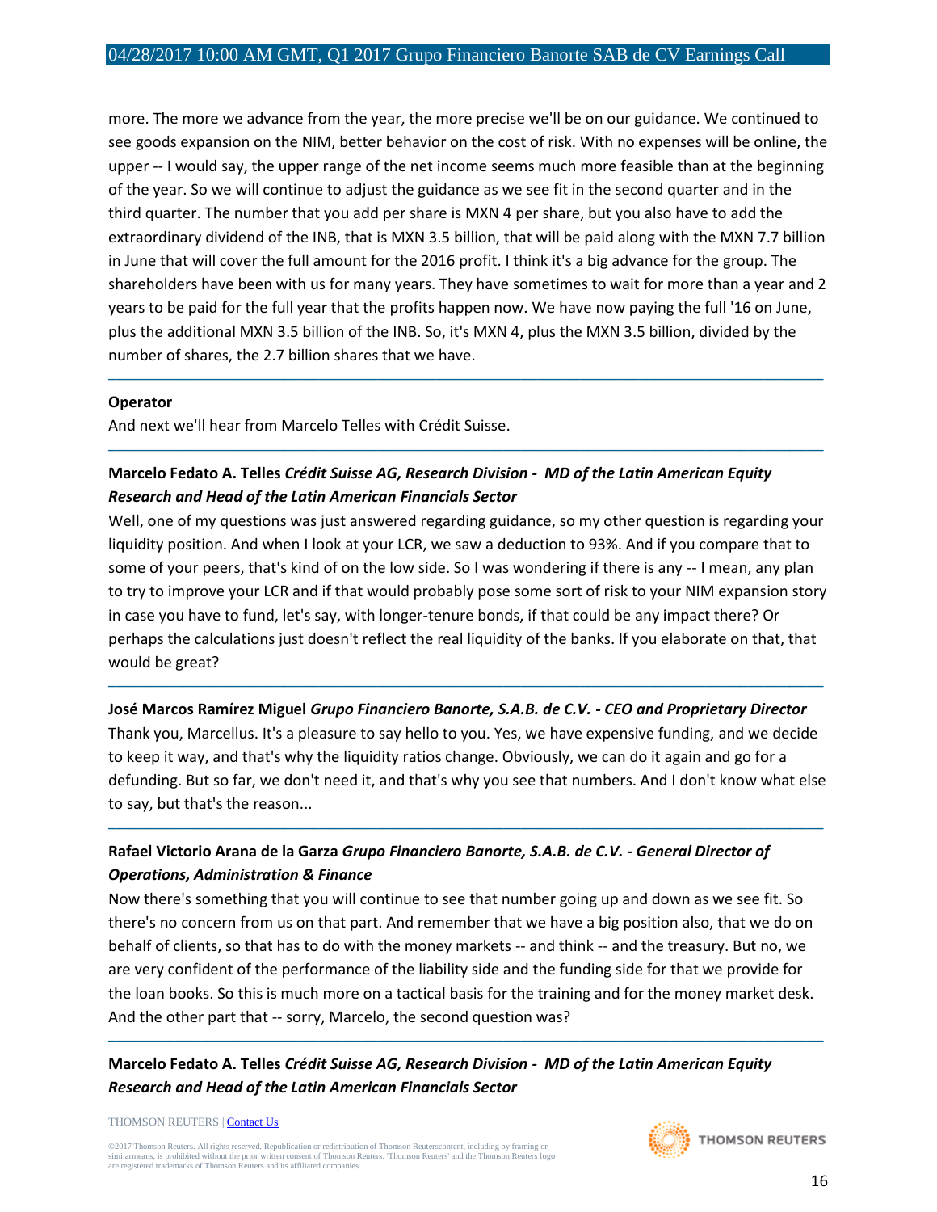more. The more we advance from the year, the more precise we'll be on our guidance. We continued to see goods expansion on the NIM, better behavior on the cost of risk. With no expenses will be online, the upper -- I would say, the upper range of the net income seems much more feasible than at the beginning of the year. So we will continue to adjust the guidance as we see fit in the second quarter and in the third quarter. The number that you add per share is MXN 4 per share, but you also have to add the extraordinary dividend of the INB, that is MXN 3.5 billion, that will be paid along with the MXN 7.7 billion in June that will cover the full amount for the 2016 profit. I think it's a big advance for the group. The shareholders have been with us for many years. They have sometimes to wait for more than a year and 2 years to be paid for the full year that the profits happen now. We have now paying the full '16 on June, plus the additional MXN 3.5 billion of the INB. So, it's MXN 4, plus the MXN 3.5 billion, divided by the number of shares, the 2.7 billion shares that we have.

---

**Operator**

And next we'll hear from Marcelo Telles with Crédit Suisse.

---

**Marcelo Fedato A. Telles** ***Crédit Suisse AG, Research Division - MD of the Latin American Equity Research and Head of the Latin American Financials Sector***

Well, one of my questions was just answered regarding guidance, so my other question is regarding your liquidity position. And when I look at your LCR, we saw a deduction to 93%. And if you compare that to some of your peers, that's kind of on the low side. So I was wondering if there is any -- I mean, any plan to try to improve your LCR and if that would probably pose some sort of risk to your NIM expansion story in case you have to fund, let's say, with longer-tenure bonds, if that could be any impact there? Or perhaps the calculations just doesn't reflect the real liquidity of the banks. If you elaborate on that, that would be great?

---

**José Marcos Ramírez Miguel** ***Grupo Financiero Banorte, S.A.B. de C.V. - CEO and Proprietary Director***

Thank you, Marcellus. It's a pleasure to say hello to you. Yes, we have expensive funding, and we decide to keep it way, and that's why the liquidity ratios change. Obviously, we can do it again and go for a defunding. But so far, we don't need it, and that's why you see that numbers. And I don't know what else to say, but that's the reason...

---

**Rafael Victorio Arana de la Garza** ***Grupo Financiero Banorte, S.A.B. de C.V. - General Director of Operations, Administration & Finance***

Now there's something that you will continue to see that number going up and down as we see fit. So there's no concern from us on that part. And remember that we have a big position also, that we do on behalf of clients, so that has to do with the money markets -- and think -- and the treasury. But no, we are very confident of the performance of the liability side and the funding side for that we provide for the loan books. So this is much more on a tactical basis for the training and for the money market desk. And the other part that -- sorry, Marcelo, the second question was?

---

**Marcelo Fedato A. Telles** ***Crédit Suisse AG, Research Division - MD of the Latin American Equity Research and Head of the Latin American Financials Sector***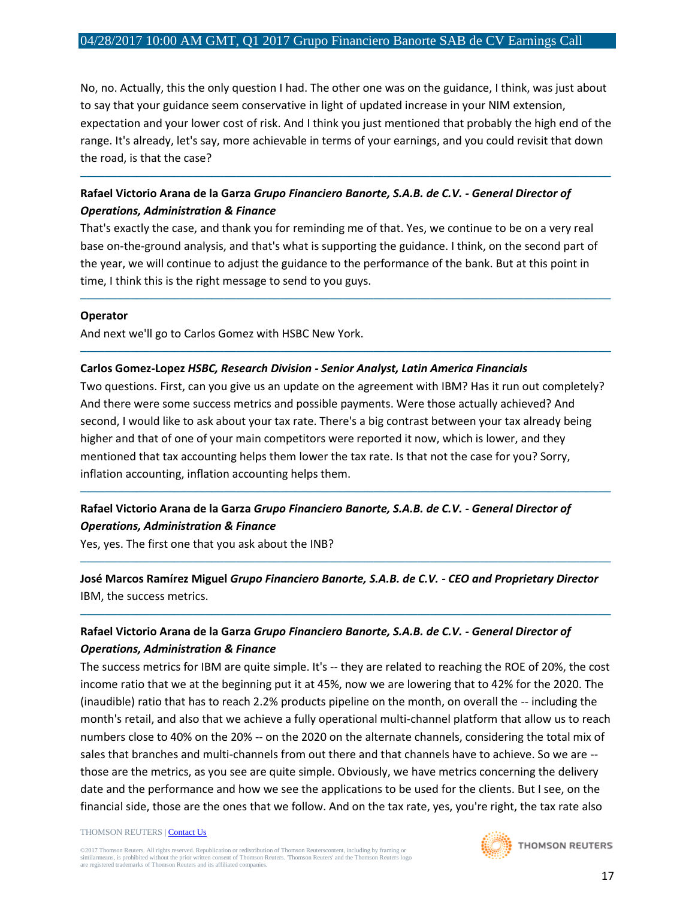No, no. Actually, this the only question I had. The other one was on the guidance, I think, was just about to say that your guidance seem conservative in light of updated increase in your NIM extension, expectation and your lower cost of risk. And I think you just mentioned that probably the high end of the range. It's already, let's say, more achievable in terms of your earnings, and you could revisit that down the road, is that the case?

---

**Rafael Victorio Arana de la Garza** ***Grupo Financiero Banorte, S.A.B. de C.V. - General Director of Operations, Administration & Finance***

That's exactly the case, and thank you for reminding me of that. Yes, we continue to be on a very real base on-the-ground analysis, and that's what is supporting the guidance. I think, on the second part of the year, we will continue to adjust the guidance to the performance of the bank. But at this point in time, I think this is the right message to send to you guys.

---

**Operator**

And next we'll go to Carlos Gomez with HSBC New York.

---

**Carlos Gomez-Lopez** ***HSBC, Research Division - Senior Analyst, Latin America Financials***

Two questions. First, can you give us an update on the agreement with IBM? Has it run out completely? And there were some success metrics and possible payments. Were those actually achieved? And second, I would like to ask about your tax rate. There's a big contrast between your tax already being higher and that of one of your main competitors were reported it now, which is lower, and they mentioned that tax accounting helps them lower the tax rate. Is that not the case for you? Sorry, inflation accounting, inflation accounting helps them.

---

**Rafael Victorio Arana de la Garza** ***Grupo Financiero Banorte, S.A.B. de C.V. - General Director of Operations, Administration & Finance***

Yes, yes. The first one that you ask about the INB?

---

**José Marcos Ramírez Miguel** ***Grupo Financiero Banorte, S.A.B. de C.V. - CEO and Proprietary Director***

IBM, the success metrics.

---

**Rafael Victorio Arana de la Garza** ***Grupo Financiero Banorte, S.A.B. de C.V. - General Director of Operations, Administration & Finance***

The success metrics for IBM are quite simple. It's -- they are related to reaching the ROE of 20%, the cost income ratio that we at the beginning put it at 45%, now we are lowering that to 42% for the 2020. The (inaudible) ratio that has to reach 2.2% products pipeline on the month, on overall the -- including the month's retail, and also that we achieve a fully operational multi-channel platform that allow us to reach numbers close to 40% on the 20% -- on the 2020 on the alternate channels, considering the total mix of sales that branches and multi-channels from out there and that channels have to achieve. So we are -- those are the metrics, as you see are quite simple. Obviously, we have metrics concerning the delivery date and the performance and how we see the applications to be used for the clients. But I see, on the financial side, those are the ones that we follow. And on the tax rate, yes, you're right, the tax rate also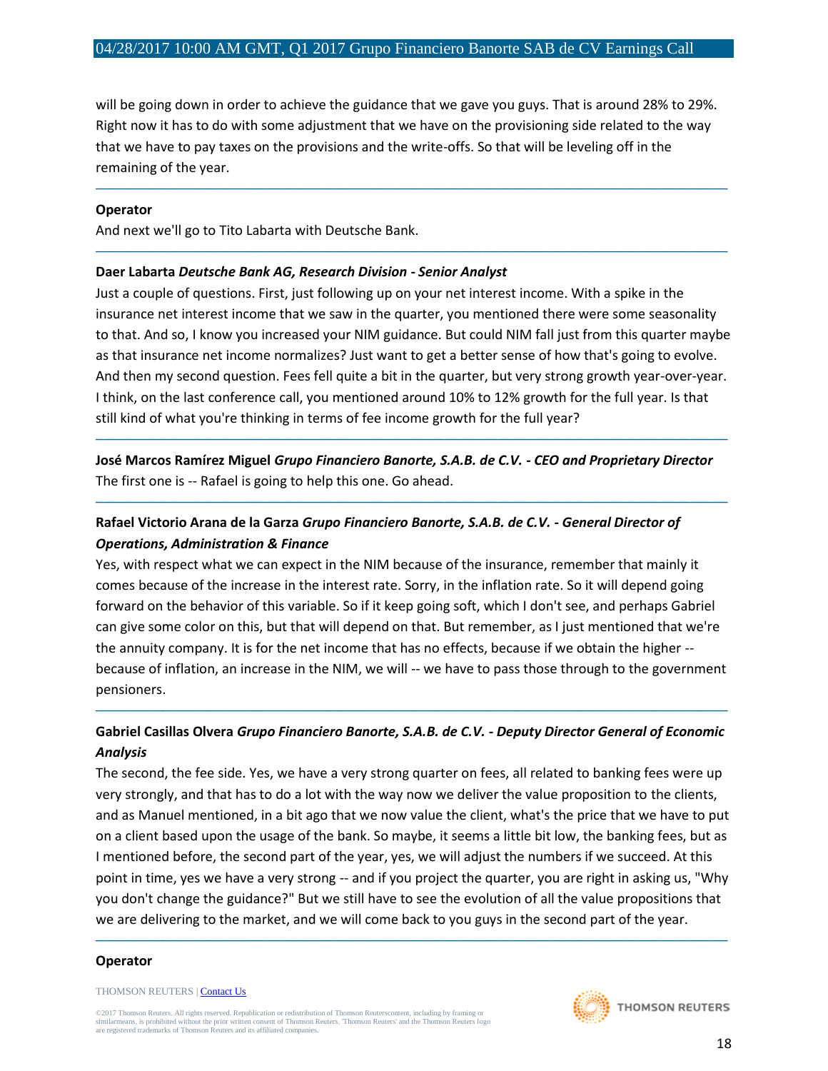will be going down in order to achieve the guidance that we gave you guys. That is around 28% to 29%. Right now it has to do with some adjustment that we have on the provisioning side related to the way that we have to pay taxes on the provisions and the write-offs. So that will be leveling off in the remaining of the year.

---

**Operator**

And next we'll go to Tito Labarta with Deutsche Bank.

---

**Daer Labarta** ***Deutsche Bank AG, Research Division - Senior Analyst***

Just a couple of questions. First, just following up on your net interest income. With a spike in the insurance net interest income that we saw in the quarter, you mentioned there were some seasonality to that. And so, I know you increased your NIM guidance. But could NIM fall just from this quarter maybe as that insurance net income normalizes? Just want to get a better sense of how that's going to evolve. And then my second question. Fees fell quite a bit in the quarter, but very strong growth year-over-year. I think, on the last conference call, you mentioned around 10% to 12% growth for the full year. Is that still kind of what you're thinking in terms of fee income growth for the full year?

---

**José Marcos Ramírez Miguel** ***Grupo Financiero Banorte, S.A.B. de C.V. - CEO and Proprietary Director***

The first one is -- Rafael is going to help this one. Go ahead.

---

**Rafael Victorio Arana de la Garza** ***Grupo Financiero Banorte, S.A.B. de C.V. - General Director of Operations, Administration & Finance***

Yes, with respect what we can expect in the NIM because of the insurance, remember that mainly it comes because of the increase in the interest rate. Sorry, in the inflation rate. So it will depend going forward on the behavior of this variable. So if it keep going soft, which I don't see, and perhaps Gabriel can give some color on this, but that will depend on that. But remember, as I just mentioned that we're the annuity company. It is for the net income that has no effects, because if we obtain the higher -- because of inflation, an increase in the NIM, we will -- we have to pass those through to the government pensioners.

---

**Gabriel Casillas Olvera** ***Grupo Financiero Banorte, S.A.B. de C.V. - Deputy Director General of Economic Analysis***

The second, the fee side. Yes, we have a very strong quarter on fees, all related to banking fees were up very strongly, and that has to do a lot with the way now we deliver the value proposition to the clients, and as Manuel mentioned, in a bit ago that we now value the client, what's the price that we have to put on a client based upon the usage of the bank. So maybe, it seems a little bit low, the banking fees, but as I mentioned before, the second part of the year, yes, we will adjust the numbers if we succeed. At this point in time, yes we have a very strong -- and if you project the quarter, you are right in asking us, "Why you don't change the guidance?" But we still have to see the evolution of all the value propositions that we are delivering to the market, and we will come back to you guys in the second part of the year.

---

**Operator**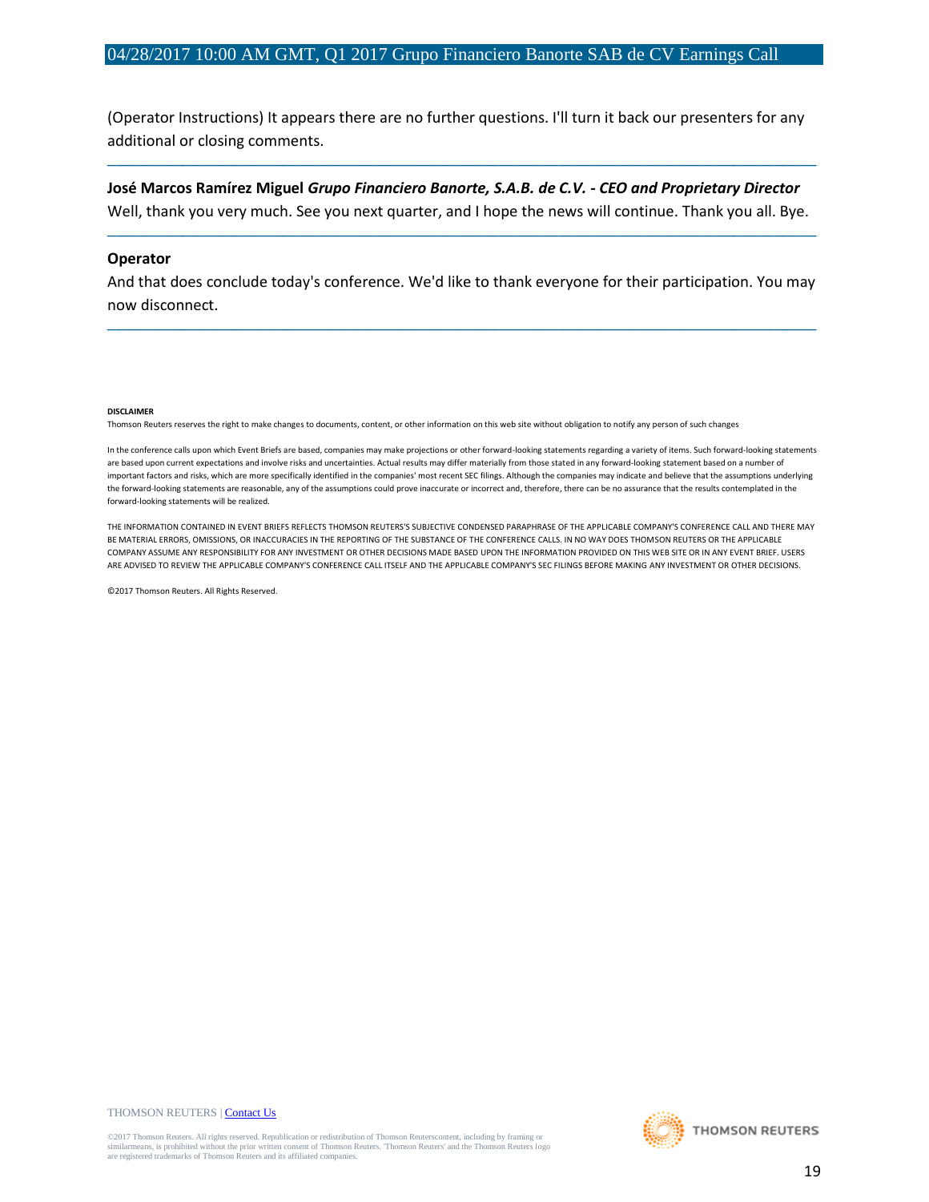(Operator Instructions) It appears there are no further questions. I'll turn it back our presenters for any additional or closing comments.

---

**José Marcos Ramírez Miguel** ***Grupo Financiero Banorte, S.A.B. de C.V. - CEO and Proprietary Director***
Well, thank you very much. See you next quarter, and I hope the news will continue. Thank you all. Bye.

---

**Operator**
And that does conclude today's conference. We'd like to thank everyone for their participation. You may now disconnect.

---

**DISCLAIMER**

Thomson Reuters reserves the right to make changes to documents, content, or other information on this web site without obligation to notify any person of such changes

In the conference calls upon which Event Briefs are based, companies may make projections or other forward-looking statements regarding a variety of items. Such forward-looking statements are based upon current expectations and involve risks and uncertainties. Actual results may differ materially from those stated in any forward-looking statement based on a number of important factors and risks, which are more specifically identified in the companies' most recent SEC filings. Although the companies may indicate and believe that the assumptions underlying the forward-looking statements are reasonable, any of the assumptions could prove inaccurate or incorrect and, therefore, there can be no assurance that the results contemplated in the forward-looking statements will be realized.

THE INFORMATION CONTAINED IN EVENT BRIEFS REFLECTS THOMSON REUTERS'S SUBJECTIVE CONDENSED PARAPHRASE OF THE APPLICABLE COMPANY'S CONFERENCE CALL AND THERE MAY BE MATERIAL ERRORS, OMISSIONS, OR INACCURACIES IN THE REPORTING OF THE SUBSTANCE OF THE CONFERENCE CALLS. IN NO WAY DOES THOMSON REUTERS OR THE APPLICABLE COMPANY ASSUME ANY RESPONSIBILITY FOR ANY INVESTMENT OR OTHER DECISIONS MADE BASED UPON THE INFORMATION PROVIDED ON THIS WEB SITE OR IN ANY EVENT BRIEF. USERS ARE ADVISED TO REVIEW THE APPLICABLE COMPANY'S CONFERENCE CALL ITSELF AND THE APPLICABLE COMPANY'S SEC FILINGS BEFORE MAKING ANY INVESTMENT OR OTHER DECISIONS.

©2017 Thomson Reuters. All Rights Reserved.